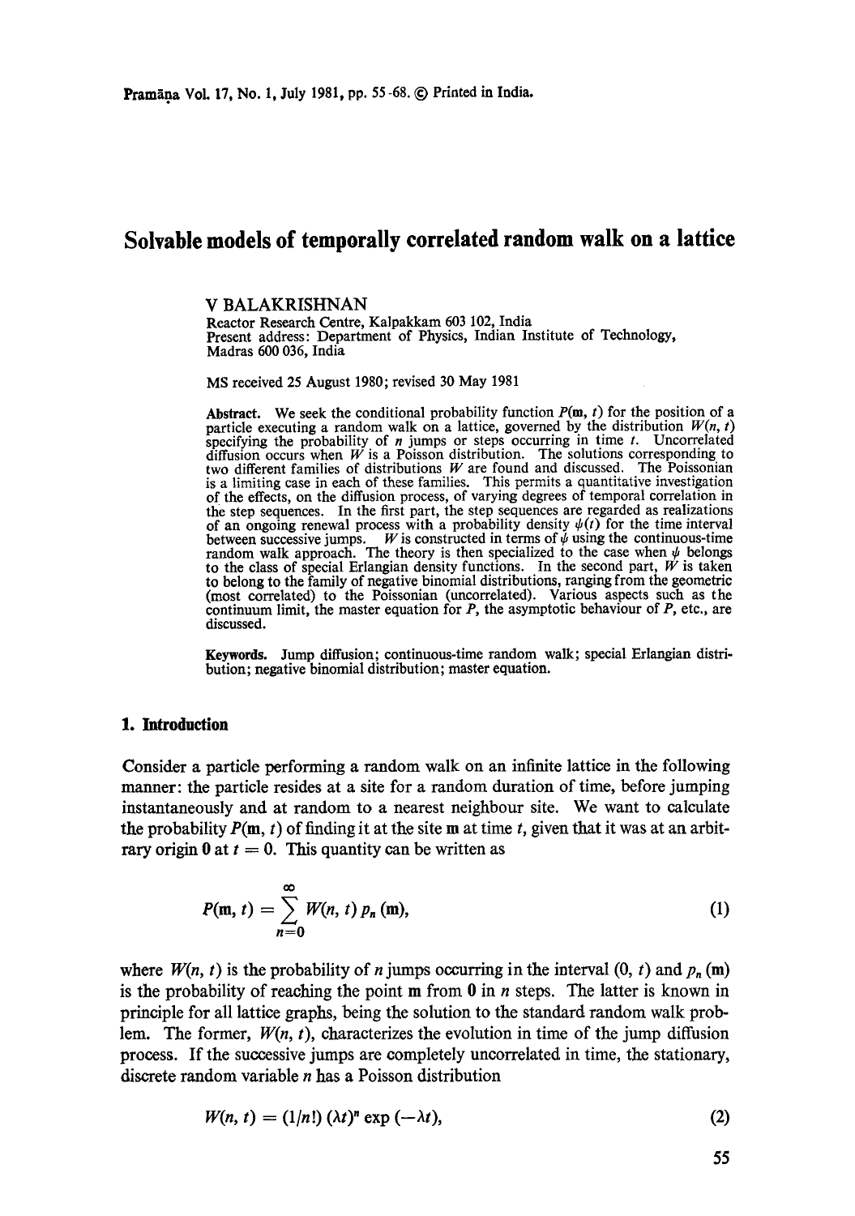# Solvable models of temporally correlated random walk on a lattice

V BALAKRISHNAN

Reactor Research Centre, Kalpakkam 603 102, India

Present address: Department of Physics, Indian Institute of Technology, Madras 600 036, India

MS received 25 August 1980; revised 30 May 1981

**Abstract.** We seek the conditional probability function $P(\mathbf{m}, t)$ for the position of a particle executing a random walk on a lattice, governed by the distribution $W(n, t)$ specifying the probability of $n$ jumps or steps occurring in time $t$. Uncorrelated diffusion occurs when $W$ is a Poisson distribution. The solutions corresponding to two different families of distributions $W$ are found and discussed. The Poissonian is a limiting case in each of these families. This permits a quantitative investigation of the effects, on the diffusion process, of varying degrees of temporal correlation in the step sequences. In the first part, the step sequences are regarded as realizations of an ongoing renewal process with a probability density $\psi(t)$ for the time interval between successive jumps. $W$ is constructed in terms of $\psi$ using the continuous-time random walk approach. The theory is then specialized to the case when $\psi$ belongs to the class of special Erlangian density functions. In the second part, $W$ is taken to belong to the family of negative binomial distributions, ranging from the geometric (most correlated) to the Poissonian (uncorrelated). Various aspects such as the continuum limit, the master equation for $P$, the asymptotic behaviour of $P$, etc., are discussed.

**Keywords.** Jump diffusion; continuous-time random walk; special Erlangian distribution; negative binomial distribution; master equation.

## 1. Introduction

Consider a particle performing a random walk on an infinite lattice in the following manner: the particle resides at a site for a random duration of time, before jumping instantaneously and at random to a nearest neighbour site. We want to calculate the probability $P(\mathbf{m}, t)$ of finding it at the site $\mathbf{m}$ at time $t$, given that it was at an arbitrary origin $\mathbf{0}$ at $t = 0$. This quantity can be written as

$$P(\mathbf{m}, t) = \sum_{n=0}^{\infty} W(n, t)\, p_n(\mathbf{m}), \tag{1}$$

where $W(n, t)$ is the probability of $n$ jumps occurring in the interval $(0, t)$ and $p_n(\mathbf{m})$ is the probability of reaching the point $\mathbf{m}$ from $\mathbf{0}$ in $n$ steps. The latter is known in principle for all lattice graphs, being the solution to the standard random walk problem. The former, $W(n, t)$, characterizes the evolution in time of the jump diffusion process. If the successive jumps are completely uncorrelated in time, the stationary, discrete random variable $n$ has a Poisson distribution

$$W(n, t) = (1/n!)\, (\lambda t)^n \exp(-\lambda t), \tag{2}$$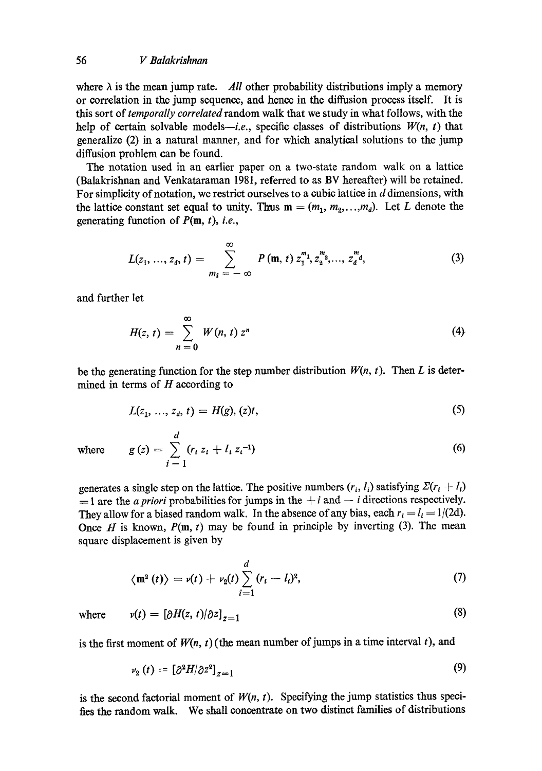where $\lambda$ is the mean jump rate. *All* other probability distributions imply a memory or correlation in the jump sequence, and hence in the diffusion process itself. It is this sort of *temporally correlated* random walk that we study in what follows, with the help of certain solvable models—*i.e.*, specific classes of distributions $W(n, t)$ that generalize (2) in a natural manner, and for which analytical solutions to the jump diffusion problem can be found.

The notation used in an earlier paper on a two-state random walk on a lattice (Balakrishnan and Venkataraman 1981, referred to as BV hereafter) will be retained. For simplicity of notation, we restrict ourselves to a cubic lattice in $d$ dimensions, with the lattice constant set equal to unity. Thus $\mathbf{m} = (m_1, m_2, \ldots, m_d)$. Let $L$ denote the generating function of $P(\mathbf{m}, t)$, *i.e.*,

$$L(z_1, \ldots, z_d, t) = \sum_{m_i = -\infty}^{\infty} P(\mathbf{m}, t)\, z_1^{m_1}, z_2^{m_2}, \ldots, z_d^{m_d}, \tag{3}$$

and further let

$$H(z, t) = \sum_{n=0}^{\infty} W(n, t)\, z^n \tag{4}$$

be the generating function for the step number distribution $W(n, t)$. Then $L$ is determined in terms of $H$ according to

$$L(z_1, \ldots, z_d, t) = H(g), (z)t, \tag{5}$$

$$\text{where} \quad g(z) = \sum_{i=1}^{d} (r_i z_i + l_i z_i^{-1}) \tag{6}$$

generates a single step on the lattice. The positive numbers $(r_i, l_i)$ satisfying $\Sigma(r_i + l_i) = 1$ are the *a priori* probabilities for jumps in the $+i$ and $-i$ directions respectively. They allow for a biased random walk. In the absence of any bias, each $r_i = l_i = 1/(2d)$. Once $H$ is known, $P(\mathbf{m}, t)$ may be found in principle by inverting (3). The mean square displacement is given by

$$\langle \mathbf{m}^2(t) \rangle = \nu(t) + \nu_2(t) \sum_{i=1}^{d} (r_i - l_i)^2, \tag{7}$$

$$\text{where} \quad \nu(t) = [\partial H(z, t)/\partial z]_{z=1} \tag{8}$$

is the first moment of $W(n, t)$ (the mean number of jumps in a time interval $t$), and

$$\nu_2(t) = [\partial^2 H/\partial z^2]_{z=1} \tag{9}$$

is the second factorial moment of $W(n, t)$. Specifying the jump statistics thus specifies the random walk. We shall concentrate on two distinct families of distributions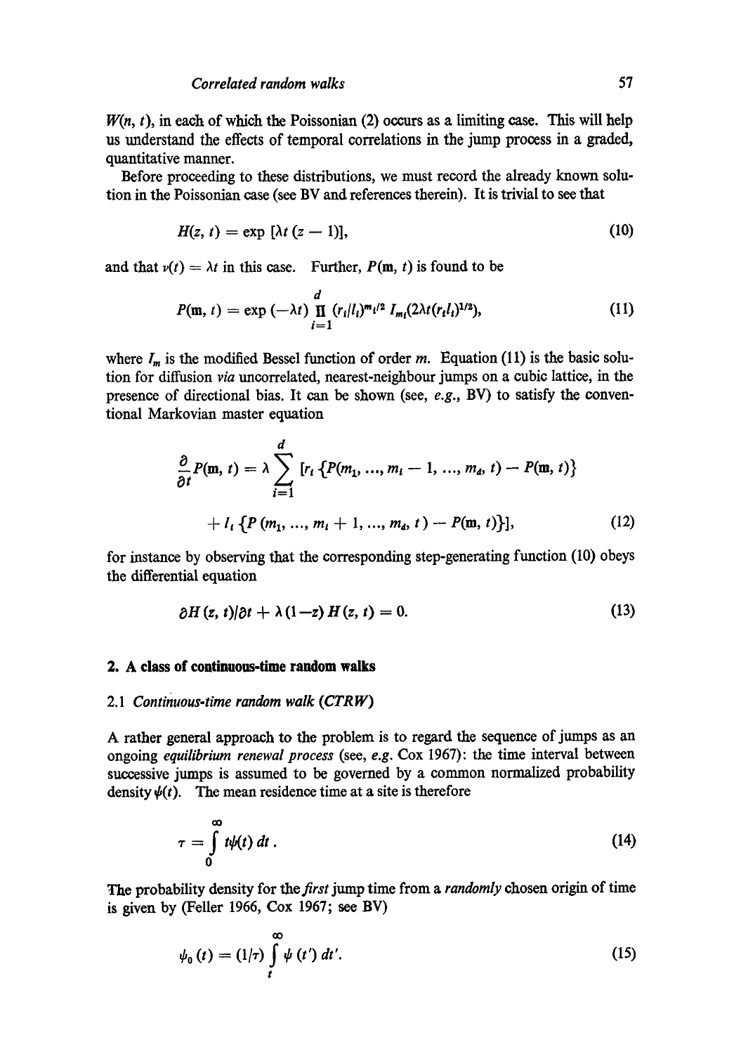$W(n, t)$, in each of which the Poissonian (2) occurs as a limiting case. This will help us understand the effects of temporal correlations in the jump process in a graded, quantitative manner.

Before proceeding to these distributions, we must record the already known solution in the Poissonian case (see BV and references therein). It is trivial to see that

$$H(z, t) = \exp\left[\lambda t\,(z - 1)\right], \tag{10}$$

and that $\nu(t) = \lambda t$ in this case. Further, $P(\mathbf{m}, t)$ is found to be

$$P(\mathbf{m}, t) = \exp(-\lambda t) \prod_{i=1}^{d} (r_i/l_i)^{m_i/2}\, I_{m_i}(2\lambda t (r_i l_i)^{1/2}), \tag{11}$$

where $I_m$ is the modified Bessel function of order $m$. Equation (11) is the basic solution for diffusion *via* uncorrelated, nearest-neighbour jumps on a cubic lattice, in the presence of directional bias. It can be shown (see, *e.g.*, BV) to satisfy the conventional Markovian master equation

$$\frac{\partial}{\partial t} P(\mathbf{m}, t) = \lambda \sum_{i=1}^{d} \left[ r_i \left\{ P(m_1, \ldots, m_i - 1, \ldots, m_d, t) - P(\mathbf{m}, t) \right\} + l_i \left\{ P(m_1, \ldots, m_i + 1, \ldots, m_d, t) - P(\mathbf{m}, t) \right\} \right], \tag{12}$$

for instance by observing that the corresponding step-generating function (10) obeys the differential equation

$$\partial H(z, t)/\partial t + \lambda (1 - z)\, H(z, t) = 0. \tag{13}$$

## 2. A class of continuous-time random walks

### 2.1 *Continuous-time random walk (CTRW)*

A rather general approach to the problem is to regard the sequence of jumps as an ongoing *equilibrium renewal process* (see, *e.g.* Cox 1967): the time interval between successive jumps is assumed to be governed by a common normalized probability density $\psi(t)$. The mean residence time at a site is therefore

$$\tau = \int_0^\infty t \psi(t)\, dt\,. \tag{14}$$

The probability density for the *first* jump time from a *randomly* chosen origin of time is given by (Feller 1966, Cox 1967; see BV)

$$\psi_0(t) = (1/\tau) \int_t^\infty \psi(t')\, dt'. \tag{15}$$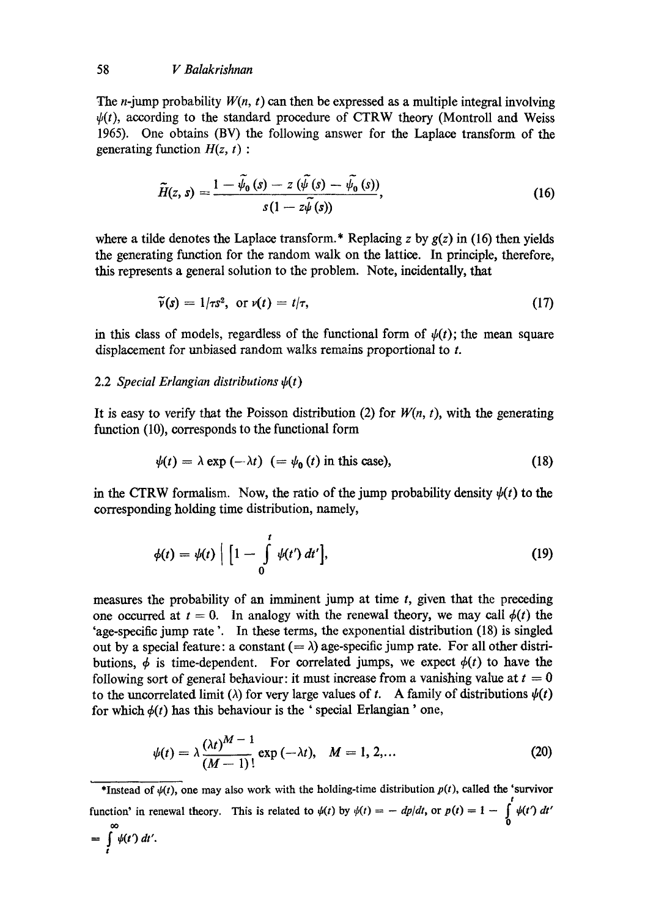The $n$-jump probability $W(n, t)$ can then be expressed as a multiple integral involving $\psi(t)$, according to the standard procedure of CTRW theory (Montroll and Weiss 1965). One obtains (BV) the following answer for the Laplace transform of the generating function $H(z, t)$ :

$$\tilde{H}(z, s) = \frac{1 - \tilde{\psi}_0(s) - z(\tilde{\psi}(s) - \tilde{\psi}_0(s))}{s(1 - z\tilde{\psi}(s))}, \tag{16}$$

where a tilde denotes the Laplace transform.* Replacing $z$ by $g(z)$ in (16) then yields the generating function for the random walk on the lattice. In principle, therefore, this represents a general solution to the problem. Note, incidentally, that

$$\tilde{\nu}(s) = 1/\tau s^2, \text{ or } \nu(t) = t/\tau, \tag{17}$$

in this class of models, regardless of the functional form of $\psi(t)$; the mean square displacement for unbiased random walks remains proportional to $t$.

### 2.2 *Special Erlangian distributions $\psi(t)$*

It is easy to verify that the Poisson distribution (2) for $W(n, t)$, with the generating function (10), corresponds to the functional form

$$\psi(t) = \lambda \exp(-\lambda t) \quad (= \psi_0(t) \text{ in this case}), \tag{18}$$

in the CTRW formalism. Now, the ratio of the jump probability density $\psi(t)$ to the corresponding holding time distribution, namely,

$$\phi(t) = \psi(t) \Big/ \Big[1 - \int_0^t \psi(t')\, dt'\Big], \tag{19}$$

measures the probability of an imminent jump at time $t$, given that the preceding one occurred at $t = 0$. In analogy with the renewal theory, we may call $\phi(t)$ the 'age-specific jump rate'. In these terms, the exponential distribution (18) is singled out by a special feature: a constant ($= \lambda$) age-specific jump rate. For all other distributions, $\phi$ is time-dependent. For correlated jumps, we expect $\phi(t)$ to have the following sort of general behaviour: it must increase from a vanishing value at $t = 0$ to the uncorrelated limit ($\lambda$) for very large values of $t$. A family of distributions $\psi(t)$ for which $\phi(t)$ has this behaviour is the 'special Erlangian' one,

$$\psi(t) = \lambda \frac{(\lambda t)^{M-1}}{(M-1)!} \exp(-\lambda t), \quad M = 1, 2, \ldots \tag{20}$$

*Instead of $\psi(t)$, one may also work with the holding-time distribution $p(t)$, called the 'survivor function' in renewal theory. This is related to $\psi(t)$ by $\psi(t) = -dp/dt$, or $p(t) = 1 - \int_0^t \psi(t')\, dt' = \int_t^\infty \psi(t')\, dt'$.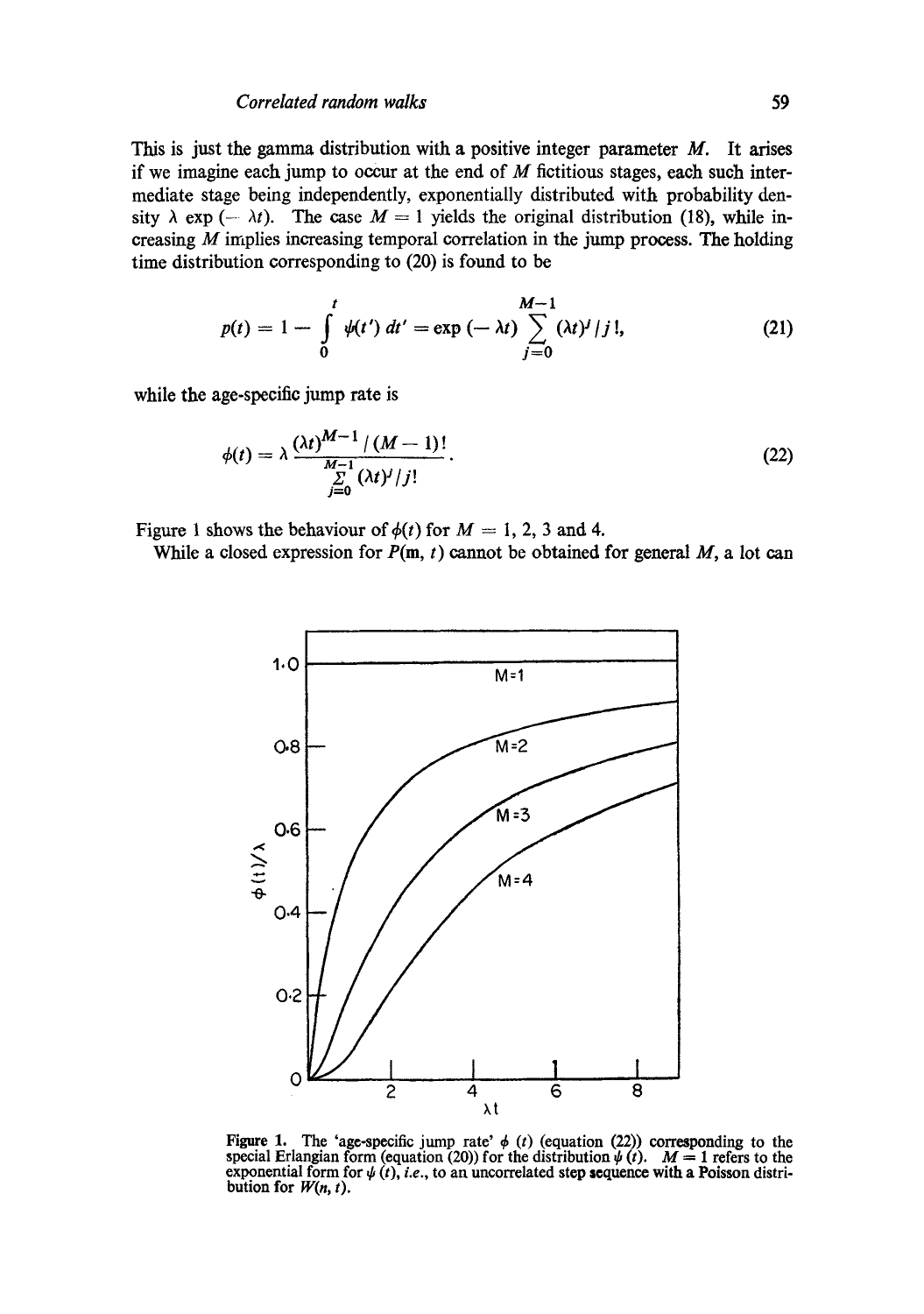This is just the gamma distribution with a positive integer parameter $M$. It arises if we imagine each jump to occur at the end of $M$ fictitious stages, each such intermediate stage being independently, exponentially distributed with probability density $\lambda \exp(-\lambda t)$. The case $M = 1$ yields the original distribution (18), while increasing $M$ implies increasing temporal correlation in the jump process. The holding time distribution corresponding to (20) is found to be

$$p(t) = 1 - \int_0^t \psi(t')\, dt' = \exp(-\lambda t) \sum_{j=0}^{M-1} (\lambda t)^j / j!, \tag{21}$$

while the age-specific jump rate is

$$\phi(t) = \lambda \frac{(\lambda t)^{M-1} / (M-1)!}{\sum_{j=0}^{M-1} (\lambda t)^j / j!}. \tag{22}$$

Figure 1 shows the behaviour of $\phi(t)$ for $M = 1, 2, 3$ and $4$.

While a closed expression for $P(\mathbf{m}, t)$ cannot be obtained for general $M$, a lot can

**Figure 1.** The 'age-specific jump rate' $\phi(t)$ (equation (22)) corresponding to the special Erlangian form (equation (20)) for the distribution $\psi(t)$. $M = 1$ refers to the exponential form for $\psi(t)$, *i.e.*, to an uncorrelated step sequence with a Poisson distribution for $W(n, t)$.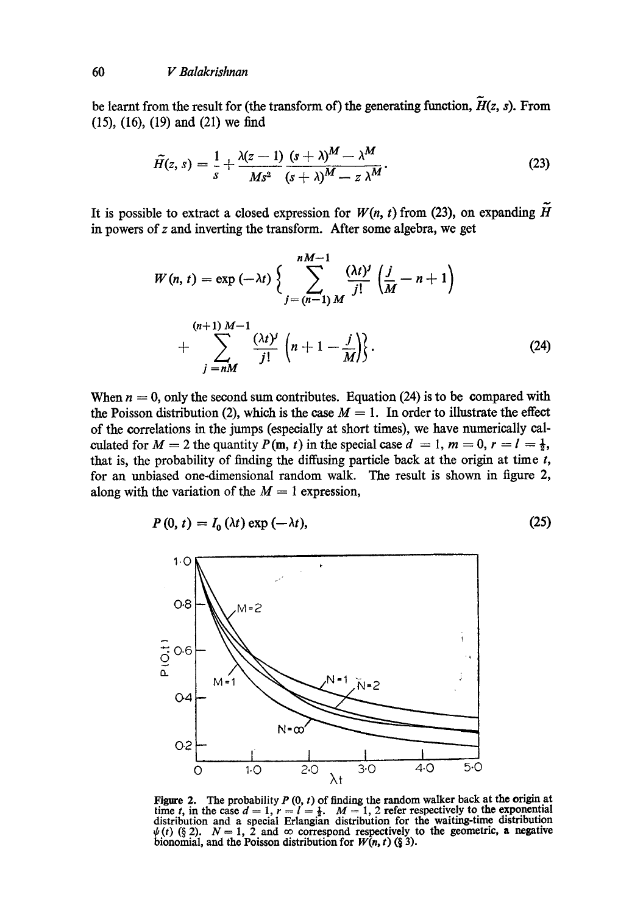be learnt from the result for (the transform of) the generating function, $\tilde{H}(z, s)$. From (15), (16), (19) and (21) we find

$$\tilde{H}(z, s) = \frac{1}{s} + \frac{\lambda(z-1)}{Ms^2} \frac{(s+\lambda)^M - \lambda^M}{(s+\lambda)^M - z\lambda^M}. \tag{23}$$

It is possible to extract a closed expression for $W(n, t)$ from (23), on expanding $\tilde{H}$ in powers of $z$ and inverting the transform. After some algebra, we get

$$W(n, t) = \exp(-\lambda t) \left\{ \sum_{j=(n-1)M}^{nM-1} \frac{(\lambda t)^j}{j!} \left( \frac{j}{M} - n + 1 \right) + \sum_{j=nM}^{(n+1)M-1} \frac{(\lambda t)^j}{j!} \left( n + 1 - \frac{j}{M} \right) \right\}. \tag{24}$$

When $n = 0$, only the second sum contributes. Equation (24) is to be compared with the Poisson distribution (2), which is the case $M = 1$. In order to illustrate the effect of the correlations in the jumps (especially at short times), we have numerically calculated for $M = 2$ the quantity $P(\mathbf{m}, t)$ in the special case $d = 1$, $m = 0$, $r = l = \frac{1}{2}$, that is, the probability of finding the diffusing particle back at the origin at time $t$, for an unbiased one-dimensional random walk. The result is shown in figure 2, along with the variation of the $M = 1$ expression,

$$P(0, t) = I_0(\lambda t) \exp(-\lambda t), \tag{25}$$

**Figure 2.** The probability $P(0, t)$ of finding the random walker back at the origin at time $t$, in the case $d = 1$, $r = l = \frac{1}{2}$. $M = 1, 2$ refer respectively to the exponential distribution and a special Erlangian distribution for the waiting-time distribution $\psi(t)$ (§ 2). $N = 1, 2$ and $\infty$ correspond respectively to the geometric, a negative bionomial, and the Poisson distribution for $W(n, t)$ (§ 3).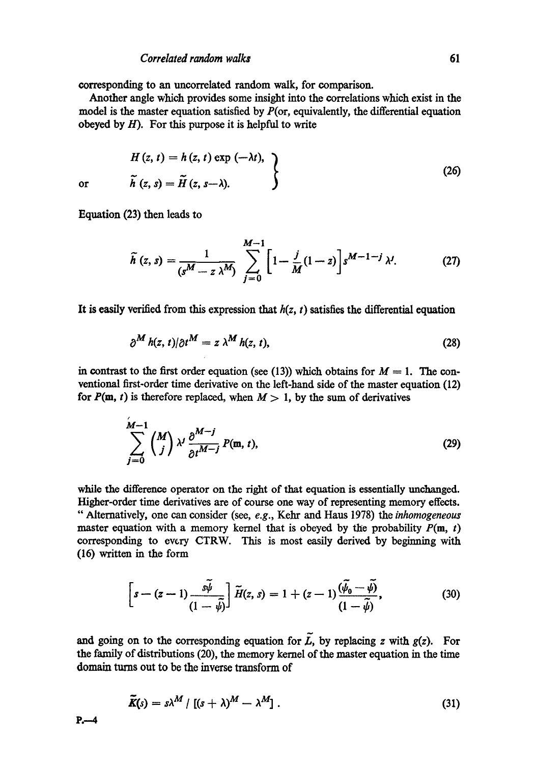corresponding to an uncorrelated random walk, for comparison.

Another angle which provides some insight into the correlations which exist in the model is the master equation satisfied by $P$(or, equivalently, the differential equation obeyed by $H$). For this purpose it is helpful to write

$$
\left.
\begin{aligned}
& H(z, t) = h(z, t) \exp(-\lambda t), \\
\text{or} \qquad & \tilde{h}(z, s) = \tilde{H}(z, s-\lambda).
\end{aligned}
\right\} \tag{26}
$$

Equation (23) then leads to

$$
\tilde{h}(z, s) = \frac{1}{(s^M - z\,\lambda^M)} \sum_{j=0}^{M-1} \left[1 - \frac{j}{M}(1-z)\right] s^{M-1-j}\,\lambda^j. \tag{27}
$$

It is easily verified from this expression that $h(z, t)$ satisfies the differential equation

$$
\partial^M h(z, t)/\partial t^M = z\,\lambda^M h(z, t), \tag{28}
$$

in contrast to the first order equation (see (13)) which obtains for $M = 1$. The conventional first-order time derivative on the left-hand side of the master equation (12) for $P(\mathbf{m}, t)$ is therefore replaced, when $M > 1$, by the sum of derivatives

$$
\sum_{j=0}^{M-1} \binom{M}{j} \lambda^j \frac{\partial^{M-j}}{\partial t^{M-j}} P(\mathbf{m}, t), \tag{29}
$$

while the difference operator on the right of that equation is essentially unchanged. Higher-order time derivatives are of course one way of representing memory effects. " Alternatively, one can consider (see, *e.g.*, Kehr and Haus 1978) the *inhomogeneous* master equation with a memory kernel that is obeyed by the probability $P(\mathbf{m}, t)$ corresponding to every CTRW. This is most easily derived by beginning with (16) written in the form

$$
\left[s - (z-1)\frac{s\tilde{\psi}}{(1-\tilde{\psi})}\right] \tilde{H}(z, s) = 1 + (z-1)\frac{(\tilde{\psi}_0 - \tilde{\psi})}{(1-\tilde{\psi})}, \tag{30}
$$

and going on to the corresponding equation for $\tilde{L}$, by replacing $z$ with $g(z)$. For the family of distributions (20), the memory kernel of the master equation in the time domain turns out to be the inverse transform of

$$
\tilde{K}(s) = s\lambda^M \,/\, [(s+\lambda)^M - \lambda^M]\,. \tag{31}
$$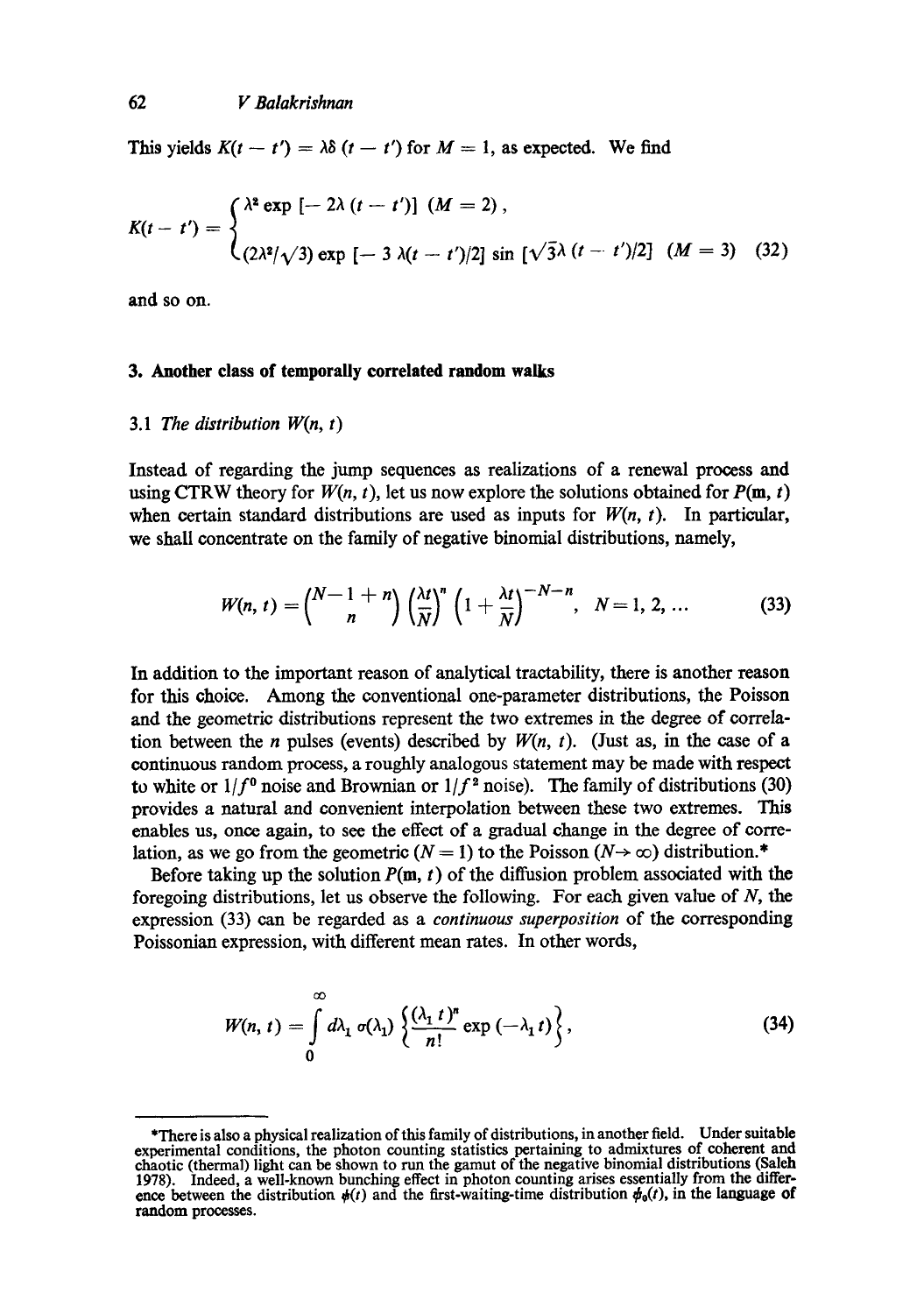This yields $K(t-t') = \lambda\delta(t-t')$ for $M = 1$, as expected. We find

$$K(t-t') = \begin{cases} \lambda^2 \exp\left[-2\lambda(t-t')\right] & (M=2), \\ (2\lambda^2/\sqrt{3}) \exp\left[-3\lambda(t-t')/2\right] \sin\left[\sqrt{3}\lambda(t-t')/2\right] & (M=3) \end{cases} \tag{32}$$

and so on.

## 3. Another class of temporally correlated random walks

### 3.1 *The distribution* $W(n, t)$

Instead of regarding the jump sequences as realizations of a renewal process and using CTRW theory for $W(n, t)$, let us now explore the solutions obtained for $P(\mathbf{m}, t)$ when certain standard distributions are used as inputs for $W(n, t)$. In particular, we shall concentrate on the family of negative binomial distributions, namely,

$$W(n,t) = \binom{N-1+n}{n} \left(\frac{\lambda t}{N}\right)^n \left(1+\frac{\lambda t}{N}\right)^{-N-n}, \quad N = 1, 2, \ldots \tag{33}$$

In addition to the important reason of analytical tractability, there is another reason for this choice. Among the conventional one-parameter distributions, the Poisson and the geometric distributions represent the two extremes in the degree of correlation between the $n$ pulses (events) described by $W(n, t)$. (Just as, in the case of a continuous random process, a roughly analogous statement may be made with respect to white or $1/f^0$ noise and Brownian or $1/f^2$ noise). The family of distributions (30) provides a natural and convenient interpolation between these two extremes. This enables us, once again, to see the effect of a gradual change in the degree of correlation, as we go from the geometric ($N = 1$) to the Poisson ($N \to \infty$) distribution.*

Before taking up the solution $P(\mathbf{m}, t)$ of the diffusion problem associated with the foregoing distributions, let us observe the following. For each given value of $N$, the expression (33) can be regarded as a *continuous superposition* of the corresponding Poissonian expression, with different mean rates. In other words,

$$W(n,t) = \int_0^\infty d\lambda_1\, \sigma(\lambda_1) \left\{\frac{(\lambda_1 t)^n}{n!} \exp(-\lambda_1 t)\right\}, \tag{34}$$

---

*There is also a physical realization of this family of distributions, in another field. Under suitable experimental conditions, the photon counting statistics pertaining to admixtures of coherent and chaotic (thermal) light can be shown to run the gamut of the negative binomial distributions (Saleh 1978). Indeed, a well-known bunching effect in photon counting arises essentially from the difference between the distribution $\psi(t)$ and the first-waiting-time distribution $\psi_0(t)$, in the language of random processes.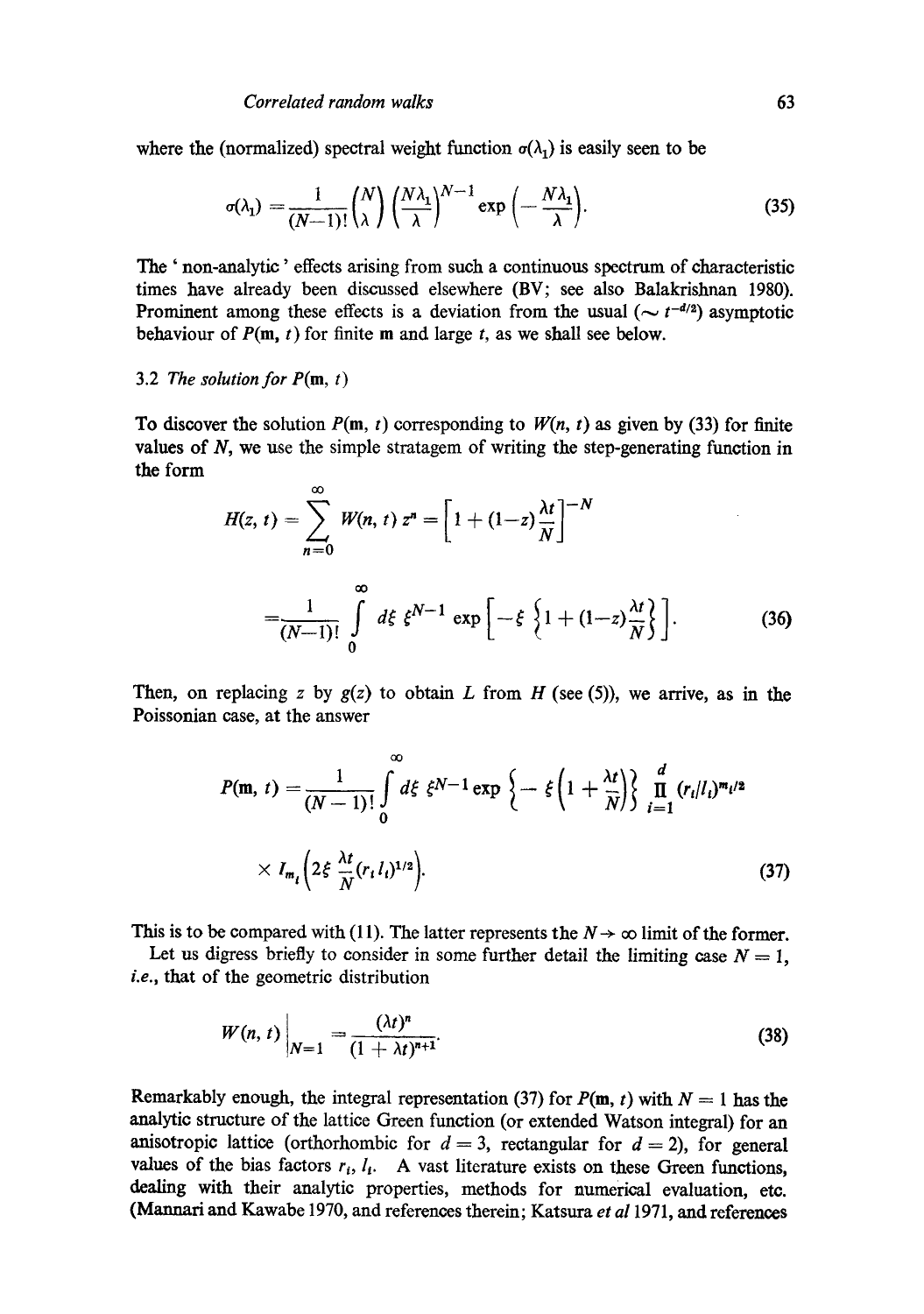where the (normalized) spectral weight function $\sigma(\lambda_1)$ is easily seen to be

$$\sigma(\lambda_1) = \frac{1}{(N-1)!} \left(\frac{N}{\lambda}\right) \left(\frac{N\lambda_1}{\lambda}\right)^{N-1} \exp\left(-\frac{N\lambda_1}{\lambda}\right). \tag{35}$$

The 'non-analytic' effects arising from such a continuous spectrum of characteristic times have already been discussed elsewhere (BV; see also Balakrishnan 1980). Prominent among these effects is a deviation from the usual ($\sim t^{-d/2}$) asymptotic behaviour of $P(\mathbf{m}, t)$ for finite $\mathbf{m}$ and large $t$, as we shall see below.

### 3.2 *The solution for* $P(\mathbf{m}, t)$

To discover the solution $P(\mathbf{m}, t)$ corresponding to $W(n, t)$ as given by (33) for finite values of $N$, we use the simple stratagem of writing the step-generating function in the form

$$H(z, t) = \sum_{n=0}^{\infty} W(n, t)\, z^n = \left[1 + (1-z)\frac{\lambda t}{N}\right]^{-N}$$

$$= \frac{1}{(N-1)!} \int_0^{\infty} d\xi\, \xi^{N-1} \exp\left[-\xi \left\{1 + (1-z)\frac{\lambda t}{N}\right\}\right]. \tag{36}$$

Then, on replacing $z$ by $g(z)$ to obtain $L$ from $H$ (see (5)), we arrive, as in the Poissonian case, at the answer

$$P(\mathbf{m}, t) = \frac{1}{(N-1)!} \int_0^{\infty} d\xi\, \xi^{N-1} \exp\left\{-\xi\left(1 + \frac{\lambda t}{N}\right)\right\} \prod_{i=1}^{d} (r_i/l_i)^{m_i/2}$$

$$\times I_{m_i}\left(2\xi \frac{\lambda t}{N} (r_i l_i)^{1/2}\right). \tag{37}$$

This is to be compared with (11). The latter represents the $N \to \infty$ limit of the former.

Let us digress briefly to consider in some further detail the limiting case $N = 1$, *i.e.*, that of the geometric distribution

$$W(n, t)\Big|_{N=1} = \frac{(\lambda t)^n}{(1 + \lambda t)^{n+1}}. \tag{38}$$

Remarkably enough, the integral representation (37) for $P(\mathbf{m}, t)$ with $N = 1$ has the analytic structure of the lattice Green function (or extended Watson integral) for an anisotropic lattice (orthorhombic for $d = 3$, rectangular for $d = 2$), for general values of the bias factors $r_i$, $l_i$. A vast literature exists on these Green functions, dealing with their analytic properties, methods for numerical evaluation, etc. (Mannari and Kawabe 1970, and references therein; Katsura *et al* 1971, and references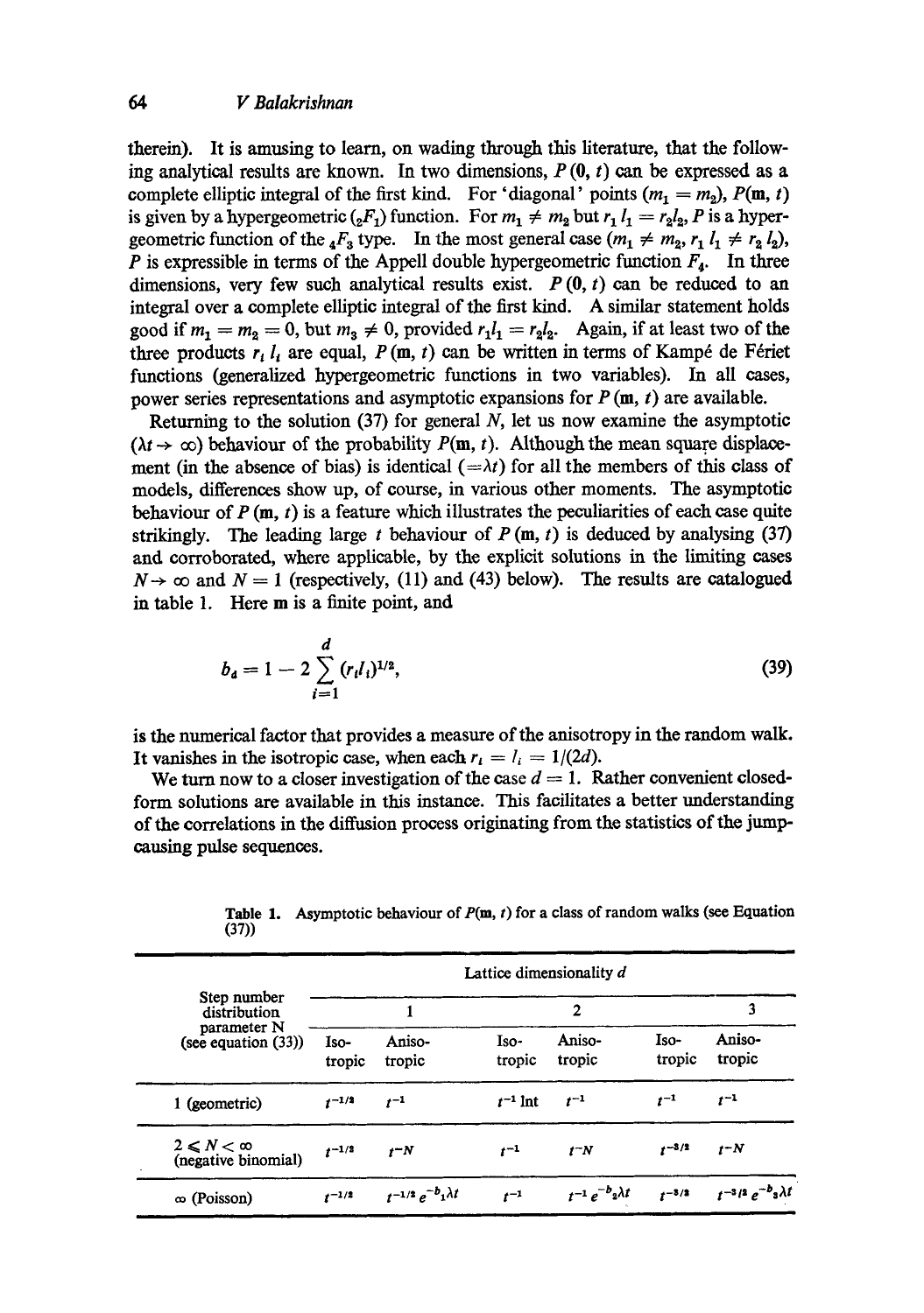therein). It is amusing to learn, on wading through this literature, that the following analytical results are known. In two dimensions, $P(\mathbf{0}, t)$ can be expressed as a complete elliptic integral of the first kind. For 'diagonal' points ($m_1 = m_2$), $P(\mathbf{m}, t)$ is given by a hypergeometric (${}_2F_1$) function. For $m_1 \neq m_2$ but $r_1 l_1 = r_2 l_2$, $P$ is a hypergeometric function of the ${}_4F_3$ type. In the most general case ($m_1 \neq m_2$, $r_1 l_1 \neq r_2 l_2$), $P$ is expressible in terms of the Appell double hypergeometric function $F_4$. In three dimensions, very few such analytical results exist. $P(\mathbf{0}, t)$ can be reduced to an integral over a complete elliptic integral of the first kind. A similar statement holds good if $m_1 = m_2 = 0$, but $m_3 \neq 0$, provided $r_1 l_1 = r_2 l_2$. Again, if at least two of the three products $r_i l_i$ are equal, $P(\mathbf{m}, t)$ can be written in terms of Kampé de Fériet functions (generalized hypergeometric functions in two variables). In all cases, power series representations and asymptotic expansions for $P(\mathbf{m}, t)$ are available.

Returning to the solution (37) for general $N$, let us now examine the asymptotic ($\lambda t \rightarrow \infty$) behaviour of the probability $P(\mathbf{m}, t)$. Although the mean square displacement (in the absence of bias) is identical ($=\lambda t$) for all the members of this class of models, differences show up, of course, in various other moments. The asymptotic behaviour of $P(\mathbf{m}, t)$ is a feature which illustrates the peculiarities of each case quite strikingly. The leading large $t$ behaviour of $P(\mathbf{m}, t)$ is deduced by analysing (37) and corroborated, where applicable, by the explicit solutions in the limiting cases $N \rightarrow \infty$ and $N = 1$ (respectively, (11) and (43) below). The results are catalogued in table 1. Here $\mathbf{m}$ is a finite point, and

$$b_d = 1 - 2 \sum_{i=1}^{d} (r_i l_i)^{1/2}, \tag{39}$$

is the numerical factor that provides a measure of the anisotropy in the random walk. It vanishes in the isotropic case, when each $r_i = l_i = 1/(2d)$.

We turn now to a closer investigation of the case $d = 1$. Rather convenient closed-form solutions are available in this instance. This facilitates a better understanding of the correlations in the diffusion process originating from the statistics of the jump-causing pulse sequences.

**Table 1.** Asymptotic behaviour of $P(\mathbf{m}, t)$ for a class of random walks (see Equation (37))

| Step number distribution parameter N (see equation (33)) | Lattice dimensionality $d$ | | | | | |
|---|---|---|---|---|---|---|
| | 1 | | 2 | | 3 | |
| | Isotropic | Anisotropic | Isotropic | Anisotropic | Isotropic | Anisotropic |
| 1 (geometric) | $t^{-1/2}$ | $t^{-1}$ | $t^{-1} \ln t$ | $t^{-1}$ | $t^{-1}$ | $t^{-1}$ |
| $2 \leqslant N < \infty$ (negative binomial) | $t^{-1/2}$ | $t^{-N}$ | $t^{-1}$ | $t^{-N}$ | $t^{-3/2}$ | $t^{-N}$ |
| $\infty$ (Poisson) | $t^{-1/2}$ | $t^{-1/2} e^{-b_1 \lambda t}$ | $t^{-1}$ | $t^{-1} e^{-b_2 \lambda t}$ | $t^{-3/2}$ | $t^{-3/2} e^{-b_3 \lambda t}$ |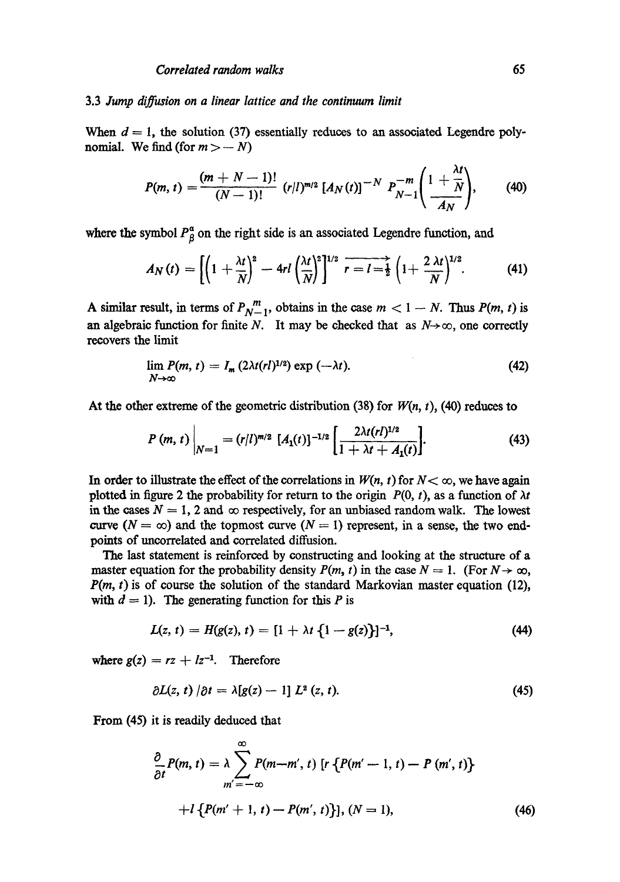### 3.3 *Jump diffusion on a linear lattice and the continuum limit*

When $d = 1$, the solution (37) essentially reduces to an associated Legendre polynomial. We find (for $m > -N$)

$$P(m, t) = \frac{(m + N - 1)!}{(N - 1)!} (r/l)^{m/2} [A_N(t)]^{-N} P_{N-1}^{-m}\left(\frac{1 + \frac{\lambda t}{N}}{A_N}\right), \tag{40}$$

where the symbol $P_\beta^\alpha$ on the right side is an associated Legendre function, and

$$A_N(t) = \left[\left(1 + \frac{\lambda t}{N}\right)^2 - 4rl\left(\frac{\lambda t}{N}\right)^2\right]^{1/2} \xrightarrow[r = l = \frac{1}{2}]{} \left(1 + \frac{2\lambda t}{N}\right)^{1/2}. \tag{41}$$

A similar result, in terms of $P_{N-1}^{m}$, obtains in the case $m < 1 - N$. Thus $P(m, t)$ is an algebraic function for finite $N$. It may be checked that as $N \to \infty$, one correctly recovers the limit

$$\lim_{N\to\infty} P(m, t) = I_m(2\lambda t(rl)^{1/2}) \exp(-\lambda t). \tag{42}$$

At the other extreme of the geometric distribution (38) for $W(n, t)$, (40) reduces to

$$P(m, t)\Big|_{N=1} = (r/l)^{m/2} [A_1(t)]^{-1/2} \left[\frac{2\lambda t(rl)^{1/2}}{1 + \lambda t + A_1(t)}\right]. \tag{43}$$

In order to illustrate the effect of the correlations in $W(n, t)$ for $N < \infty$, we have again plotted in figure 2 the probability for return to the origin $P(0, t)$, as a function of $\lambda t$ in the cases $N = 1$, 2 and $\infty$ respectively, for an unbiased random walk. The lowest curve ($N = \infty$) and the topmost curve ($N = 1$) represent, in a sense, the two end-points of uncorrelated and correlated diffusion.

The last statement is reinforced by constructing and looking at the structure of a master equation for the probability density $P(m, t)$ in the case $N = 1$. (For $N \to \infty$, $P(m, t)$ is of course the solution of the standard Markovian master equation (12), with $d = 1$). The generating function for this $P$ is

$$L(z, t) = H(g(z), t) = [1 + \lambda t\{1 - g(z)\}]^{-1}, \tag{44}$$

where $g(z) = rz + lz^{-1}$. Therefore

$$\partial L(z, t)/\partial t = \lambda[g(z) - 1]\, L^2(z, t). \tag{45}$$

From (45) it is readily deduced that

$$\frac{\partial}{\partial t} P(m, t) = \lambda \sum_{m'=-\infty}^{\infty} P(m-m', t)\,[r\{P(m' - 1, t) - P(m', t)\} + l\{P(m' + 1, t) - P(m', t)\}], \quad (N = 1), \tag{46}$$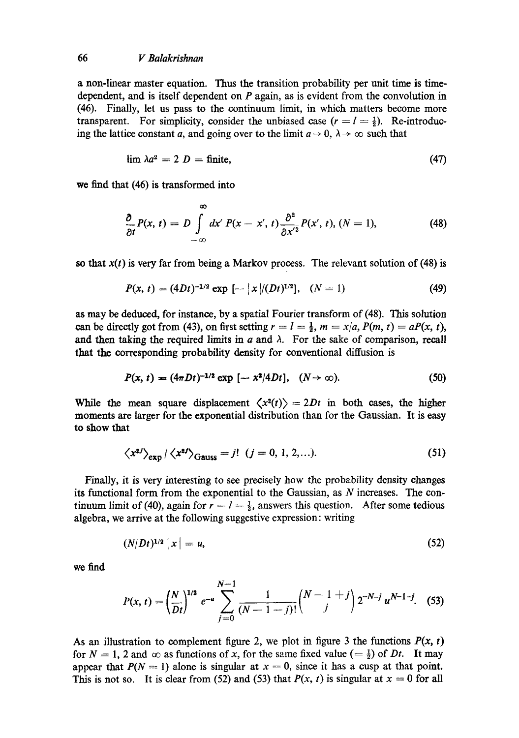a non-linear master equation. Thus the transition probability per unit time is time-dependent, and is itself dependent on $P$ again, as is evident from the convolution in (46). Finally, let us pass to the continuum limit, in which matters become more transparent. For simplicity, consider the unbiased case ($r = l = \frac{1}{2}$). Re-introducing the lattice constant $a$, and going over to the limit $a \to 0$, $\lambda \to \infty$ such that

$$\lim \lambda a^2 = 2\,D = \text{finite}, \tag{47}$$

we find that (46) is transformed into

$$\frac{\partial}{\partial t} P(x, t) = D \int_{-\infty}^{\infty} dx'\, P(x - x', t) \frac{\partial^2}{\partial x'^2} P(x', t), \; (N = 1), \tag{48}$$

so that $x(t)$ is very far from being a Markov process. The relevant solution of (48) is

$$P(x, t) = (4Dt)^{-1/2} \exp\,[- |x|/(Dt)^{1/2}], \quad (N = 1) \tag{49}$$

as may be deduced, for instance, by a spatial Fourier transform of (48). This solution can be directly got from (43), on first setting $r = l = \frac{1}{2}$, $m = x/a$, $P(m, t) = aP(x, t)$, and then taking the required limits in $a$ and $\lambda$. For the sake of comparison, recall that the corresponding probability density for conventional diffusion is

$$P(x, t) = (4\pi Dt)^{-1/2} \exp\,[- x^2/4Dt], \quad (N \to \infty). \tag{50}$$

While the mean square displacement $\langle x^2(t) \rangle = 2Dt$ in both cases, the higher moments are larger for the exponential distribution than for the Gaussian. It is easy to show that

$$\langle x^{2j} \rangle_{\text{exp}} / \langle x^{2j} \rangle_{\text{Gauss}} = j! \;\; (j = 0, 1, 2, \ldots). \tag{51}$$

Finally, it is very interesting to see precisely how the probability density changes its functional form from the exponential to the Gaussian, as $N$ increases. The continuum limit of (40), again for $r = l = \frac{1}{2}$, answers this question. After some tedious algebra, we arrive at the following suggestive expression: writing

$$(N/Dt)^{1/2}\,|x| = u, \tag{52}$$

we find

$$P(x, t) = \left(\frac{N}{Dt}\right)^{1/2} e^{-u} \sum_{j=0}^{N-1} \frac{1}{(N-1-j)!} \binom{N-1+j}{j} 2^{-N-j}\, u^{N-1-j}. \tag{53}$$

As an illustration to complement figure 2, we plot in figure 3 the functions $P(x, t)$ for $N = 1$, 2 and $\infty$ as functions of $x$, for the same fixed value ($= \frac{1}{2}$) of $Dt$. It may appear that $P(N = 1)$ alone is singular at $x = 0$, since it has a cusp at that point. This is not so. It is clear from (52) and (53) that $P(x, t)$ is singular at $x = 0$ for all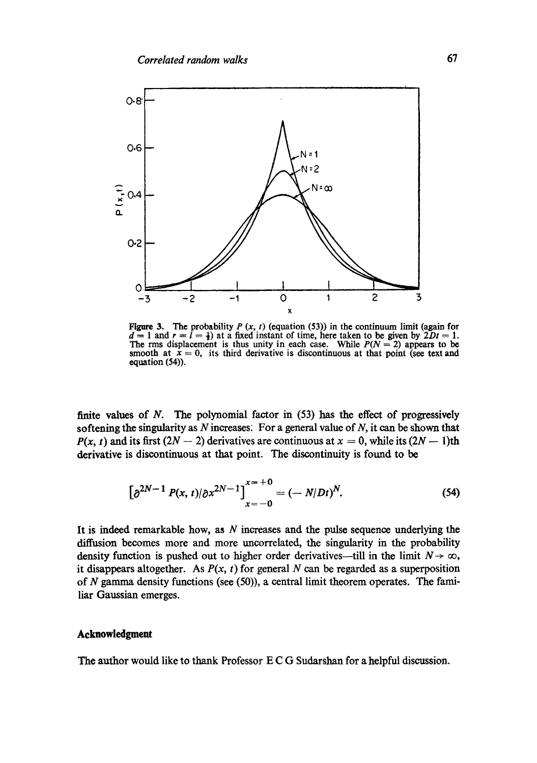**Figure 3.** The probability $P(x, t)$ (equation (53)) in the continuum limit (again for $d = 1$ and $r = l = \frac{1}{2}$) at a fixed instant of time, here taken to be given by $2Dt = 1$. The rms displacement is thus unity in each case. While $P(N = 2)$ appears to be smooth at $x = 0$, its third derivative is discontinuous at that point (see text and equation (54)).

finite values of $N$. The polynomial factor in (53) has the effect of progressively softening the singularity as $N$ increases. For a general value of $N$, it can be shown that $P(x, t)$ and its first $(2N - 2)$ derivatives are continuous at $x = 0$, while its $(2N - 1)$th derivative is discontinuous at that point. The discontinuity is found to be

$$\left[\partial^{2N-1} P(x, t)/\partial x^{2N-1}\right]_{x=-0}^{x=+0} = (-N/Dt)^N. \tag{54}$$

It is indeed remarkable how, as $N$ increases and the pulse sequence underlying the diffusion becomes more and more uncorrelated, the singularity in the probability density function is pushed out to higher order derivatives—till in the limit $N \to \infty$, it disappears altogether. As $P(x, t)$ for general $N$ can be regarded as a superposition of $N$ gamma density functions (see (50)), a central limit theorem operates. The familiar Gaussian emerges.

## Acknowledgment

The author would like to thank Professor E C G Sudarshan for a helpful discussion.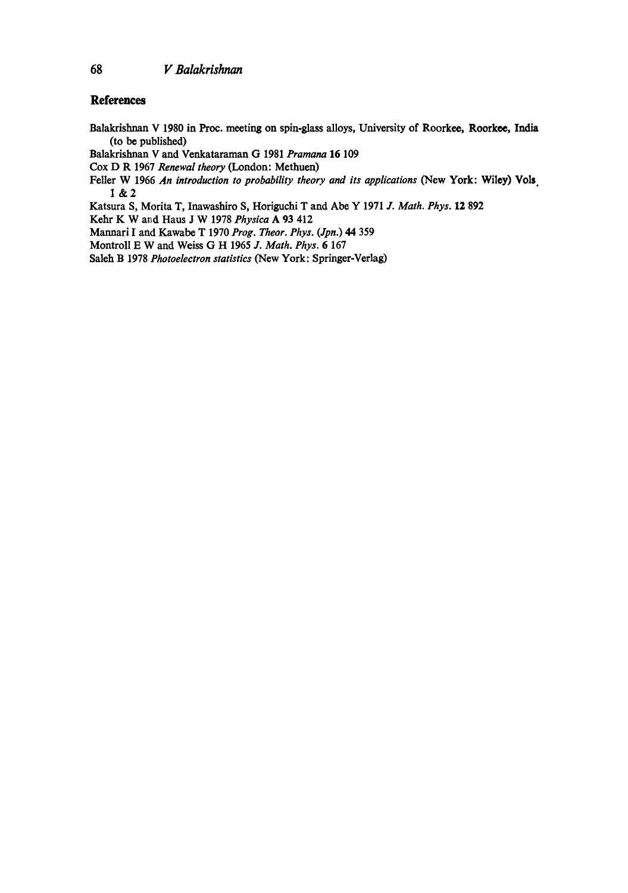## References

Balakrishnan V 1980 in Proc. meeting on spin-glass alloys, University of Roorkee, Roorkee, India (to be published)

Balakrishnan V and Venkataraman G 1981 *Pramana* **16** 109

Cox D R 1967 *Renewal theory* (London: Methuen)

Feller W 1966 *An introduction to probability theory and its applications* (New York: Wiley) Vols. 1 & 2

Katsura S, Morita T, Inawashiro S, Horiguchi T and Abe Y 1971 *J. Math. Phys.* **12** 892

Kehr K W and Haus J W 1978 *Physica* **A 93** 412

Mannari I and Kawabe T 1970 *Prog. Theor. Phys. (Jpn.)* **44** 359

Montroll E W and Weiss G H 1965 *J. Math. Phys.* **6** 167

Saleh B 1978 *Photoelectron statistics* (New York: Springer-Verlag)